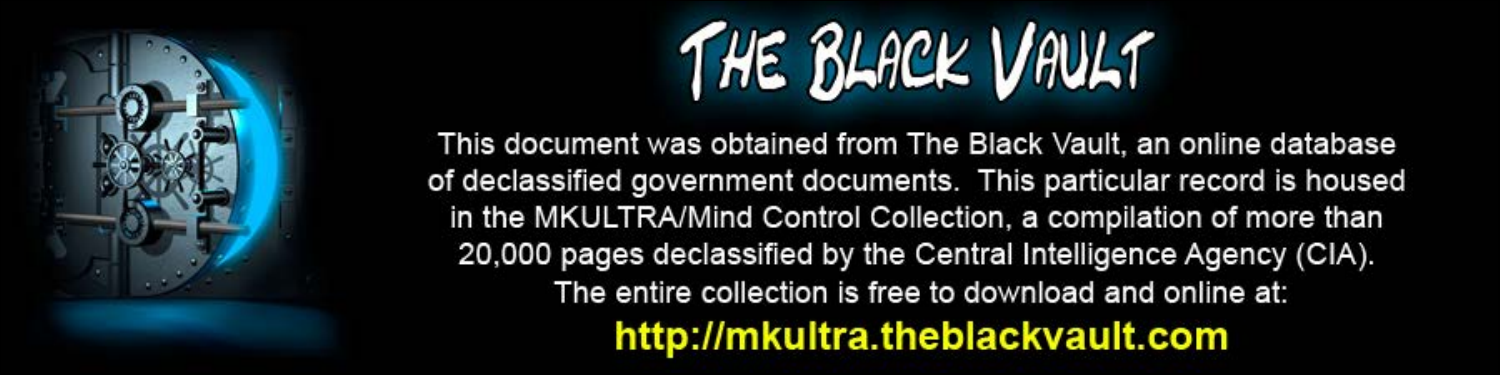# THE BLACK VAULT

This document was obtained from The Black Vault, an online database of declassified government documents. This particular record is housed in the MKULTRA/Mind Control Collection, a compilation of more than 20,000 pages declassified by the Central Intelligence Agency (CIA). The entire collection is free to download and online at:

**http://mkultra.theblackvault.com**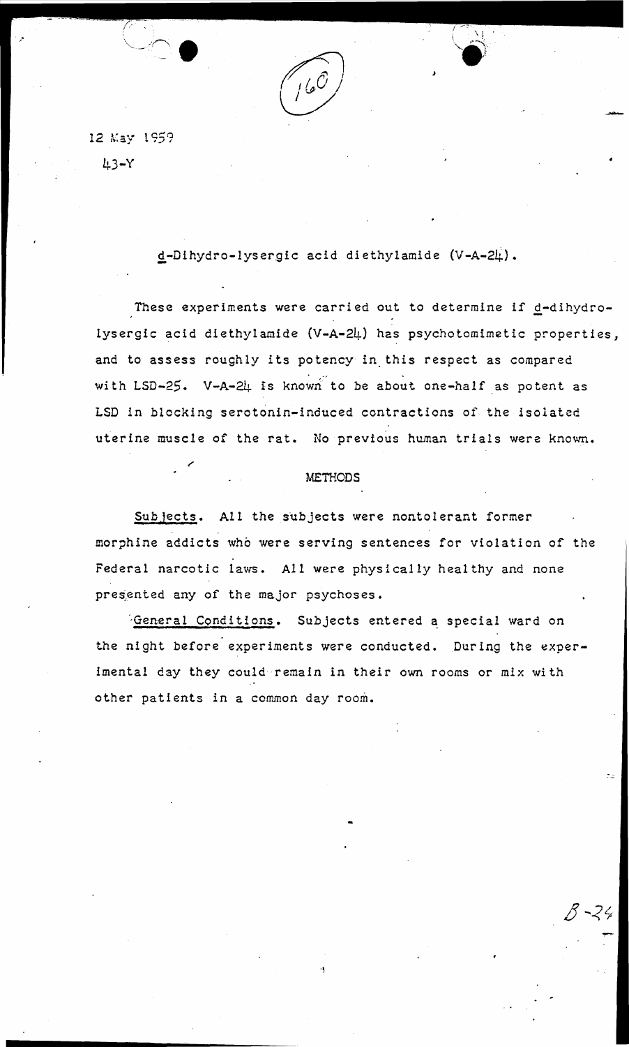12 May 1959

43-Y

d-Dihydro-lysergic acid diethylamide (V-A-24).

These experiments were carried out to determine if d-dihydro-lysergic acid diethylamide (V-A-24) has psychotomimetic properties, and to assess roughly its potency in this respect as compared with LSD-25. V-A-24 is known to be about one-half as potent as LSD in blocking serotonin-induced contractions of the isolated uterine muscle of the rat. No previous human trials were known.

## METHODS

Subjects. All the subjects were nontolerant former morphine addicts who were serving sentences for violation of the Federal narcotic laws. All were physically healthy and none presented any of the major psychoses.

General Conditions. Subjects entered a special ward on the night before experiments were conducted. During the experimental day they could remain in their own rooms or mix with other patients in a common day room.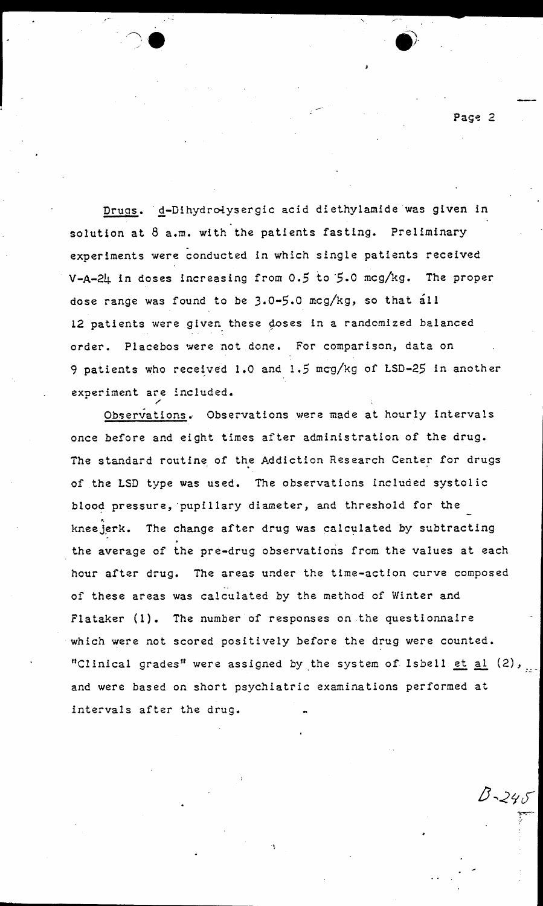Drugs. d-Dihydrolysergic acid diethylamide was given in solution at 8 a.m. with the patients fasting. Preliminary experiments were conducted in which single patients received V-A-24 in doses increasing from 0.5 to 5.0 mcg/kg. The proper dose range was found to be 3.0-5.0 mcg/kg, so that all 12 patients were given these doses in a randomized balanced order. Placebos were not done. For comparison, data on 9 patients who received 1.0 and 1.5 mcg/kg of LSD-25 in another experiment are included.

Observations. Observations were made at hourly intervals once before and eight times after administration of the drug. The standard routine of the Addiction Research Center for drugs of the LSD type was used. The observations included systolic blood pressure, pupillary diameter, and threshold for the kneejerk. The change after drug was calculated by subtracting the average of the pre-drug observations from the values at each hour after drug. The areas under the time-action curve composed of these areas was calculated by the method of Winter and Flataker (1). The number of responses on the questionnaire which were not scored positively before the drug were counted. "Clinical grades" were assigned by the system of Isbell et al (2), and were based on short psychiatric examinations performed at intervals after the drug.

B-245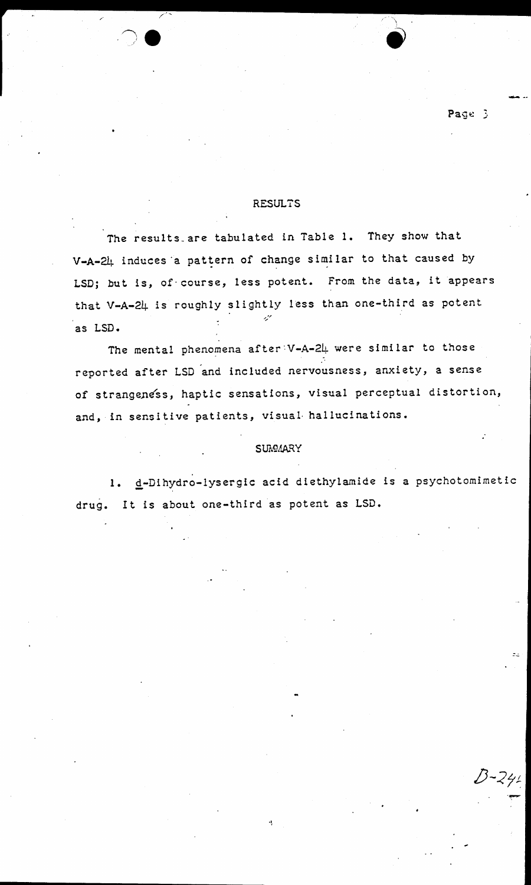## RESULTS

The results are tabulated in Table 1. They show that V-A-24 induces a pattern of change similar to that caused by LSD; but is, of course, less potent. From the data, it appears that V-A-24 is roughly slightly less than one-third as potent as LSD.

The mental phenomena after V-A-24 were similar to those reported after LSD and included nervousness, anxiety, a sense of strangeness, haptic sensations, visual perceptual distortion, and, in sensitive patients, visual hallucinations.

## SUMMARY

1. _d_-Dihydro-lysergic acid diethylamide is a psychotomimetic drug. It is about one-third as potent as LSD.

B-24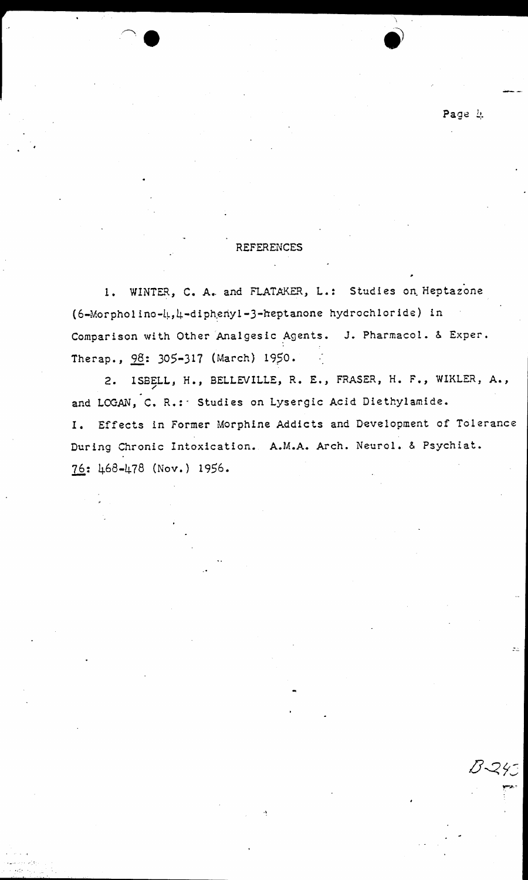## REFERENCES

1. WINTER, C. A. and FLATAKER, L.: Studies on Heptazone (6-Morpholino-4,4-diphenyl-3-heptanone hydrochloride) in Comparison with Other Analgesic Agents. J. Pharmacol. & Exper. Therap., 98: 305-317 (March) 1950.

2. ISBELL, H., BELLEVILLE, R. E., FRASER, H. F., WIKLER, A., and LOGAN, C. R.: Studies on Lysergic Acid Diethylamide. I. Effects in Former Morphine Addicts and Development of Tolerance During Chronic Intoxication. A.M.A. Arch. Neurol. & Psychiat. 76: 468-478 (Nov.) 1956.

B-243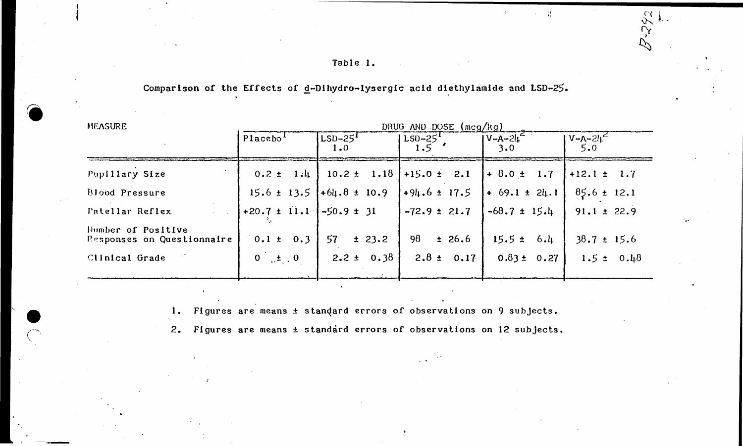Table 1.

Comparison of the Effects of d-Dihydro-lysergic acid diethylamide and LSD-25.

| MEASURE | DRUG AND DOSE (mcg/kg) | | | | |
|---|---|---|---|---|---|
| | Placebo[1] | LSD-25[1] 1.0 | LSD-25[1] 1.5 | V-A-24[2] 3.0 | V-A-24[2] 5.0 |
| Pupillary Size | 0.2 ± 1.4 | 10.2 ± 1.18 | +15.0 ± 2.1 | + 8.0 ± 1.7 | +12.1 ± 1.7 |
| Blood Pressure | 15.6 ± 13.5 | +64.8 ± 10.9 | +94.6 ± 17.5 | + 69.1 ± 24.1 | 85.6 ± 12.1 |
| Patellar Reflex | +20.7 ± 11.1 | -50.9 ± 31 | -72.9 ± 21.7 | -68.7 ± 15.4 | 91.1 ± 22.9 |
| Number of Positive Responses on Questionnaire | 0.1 ± 0.3 | 57 ± 23.2 | 98 ± 26.6 | 15.5 ± 6.4 | 38.7 ± 15.6 |
| Clinical Grade | 0 ± 0 | 2.2 ± 0.38 | 2.8 ± 0.17 | 0.83 ± 0.27 | 1.5 ± 0.48 |

1. Figures are means ± standard errors of observations on 9 subjects.

2. Figures are means ± standard errors of observations on 12 subjects.